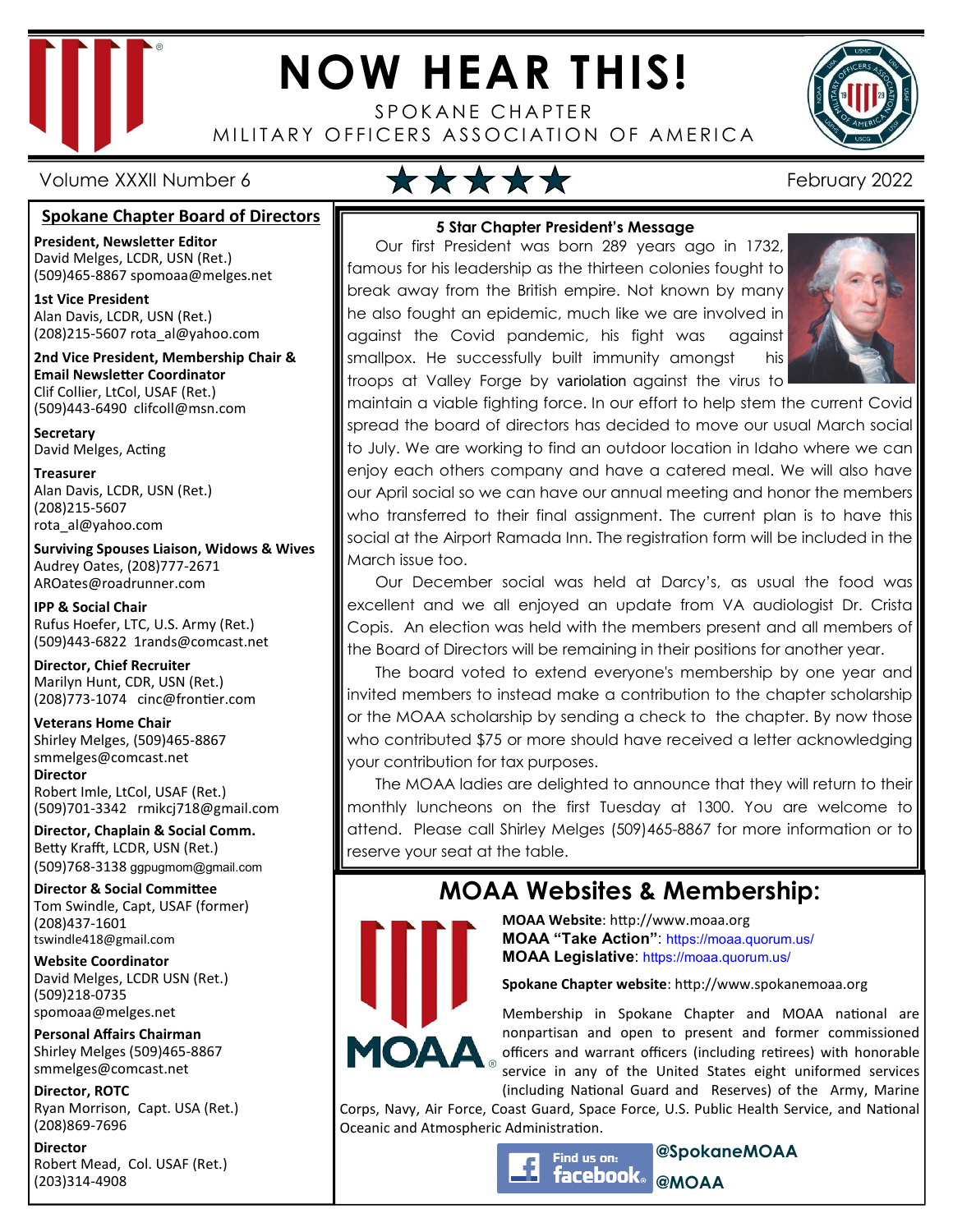# NOW HEAR THIS!

SPOKANE CHAPTER
MILITARY OFFICERS ASSOCIATION OF AMERICA

Volume XXXII Number 6 ★★★★★ February 2022

## Spokane Chapter Board of Directors

**President, Newsletter Editor**
David Melges, LCDR, USN (Ret.)
(509)465-8867 spomoaa@melges.net

**1st Vice President**
Alan Davis, LCDR, USN (Ret.)
(208)215-5607 rota_al@yahoo.com

**2nd Vice President, Membership Chair & Email Newsletter Coordinator**
Clif Collier, LtCol, USAF (Ret.)
(509)443-6490 clifcoll@msn.com

**Secretary**
David Melges, Acting

**Treasurer**
Alan Davis, LCDR, USN (Ret.)
(208)215-5607
rota_al@yahoo.com

**Surviving Spouses Liaison, Widows & Wives**
Audrey Oates, (208)777-2671
AROates@roadrunner.com

**IPP & Social Chair**
Rufus Hoefer, LTC, U.S. Army (Ret.)
(509)443-6822 1rands@comcast.net

**Director, Chief Recruiter**
Marilyn Hunt, CDR, USN (Ret.)
(208)773-1074 cinc@frontier.com

**Veterans Home Chair**
Shirley Melges, (509)465-8867
smmelges@comcast.net

**Director**
Robert Imle, LtCol, USAF (Ret.)
(509)701-3342 rmikcj718@gmail.com

**Director, Chaplain & Social Comm.**
Betty Krafft, LCDR, USN (Ret.)
(509)768-3138 ggpugmom@gmail.com

**Director & Social Committee**
Tom Swindle, Capt, USAF (former)
(208)437-1601
tswindle418@gmail.com

**Website Coordinator**
David Melges, LCDR USN (Ret.)
(509)218-0735
spomoaa@melges.net

**Personal Affairs Chairman**
Shirley Melges (509)465-8867
smmelges@comcast.net

**Director, ROTC**
Ryan Morrison, Capt. USA (Ret.)
(208)869-7696

**Director**
Robert Mead, Col. USAF (Ret.)
(203)314-4908

## 5 Star Chapter President's Message

Our first President was born 289 years ago in 1732, famous for his leadership as the thirteen colonies fought to break away from the British empire. Not known by many he also fought an epidemic, much like we are involved in against the Covid pandemic, his fight was against smallpox. He successfully built immunity amongst his troops at Valley Forge by variolation against the virus to maintain a viable fighting force. In our effort to help stem the current Covid spread the board of directors has decided to move our usual March social to July. We are working to find an outdoor location in Idaho where we can enjoy each others company and have a catered meal. We will also have our April social so we can have our annual meeting and honor the members who transferred to their final assignment. The current plan is to have this social at the Airport Ramada Inn. The registration form will be included in the March issue too.

Our December social was held at Darcy's, as usual the food was excellent and we all enjoyed an update from VA audiologist Dr. Crista Copis. An election was held with the members present and all members of the Board of Directors will be remaining in their positions for another year.

The board voted to extend everyone's membership by one year and invited members to instead make a contribution to the chapter scholarship or the MOAA scholarship by sending a check to the chapter. By now those who contributed $75 or more should have received a letter acknowledging your contribution for tax purposes.

The MOAA ladies are delighted to announce that they will return to their monthly luncheons on the first Tuesday at 1300. You are welcome to attend. Please call Shirley Melges (509)465-8867 for more information or to reserve your seat at the table.

## MOAA Websites & Membership:

**MOAA Website**: http://www.moaa.org
**MOAA "Take Action"**: https://moaa.quorum.us/
**MOAA Legislative**: https://moaa.quorum.us/

**Spokane Chapter website**: http://www.spokanemoaa.org

Membership in Spokane Chapter and MOAA national are nonpartisan and open to present and former commissioned officers and warrant officers (including retirees) with honorable service in any of the United States eight uniformed services (including National Guard and Reserves) of the Army, Marine Corps, Navy, Air Force, Coast Guard, Space Force, U.S. Public Health Service, and National Oceanic and Atmospheric Administration.

Find us on: facebook **@SpokaneMOAA** **@MOAA**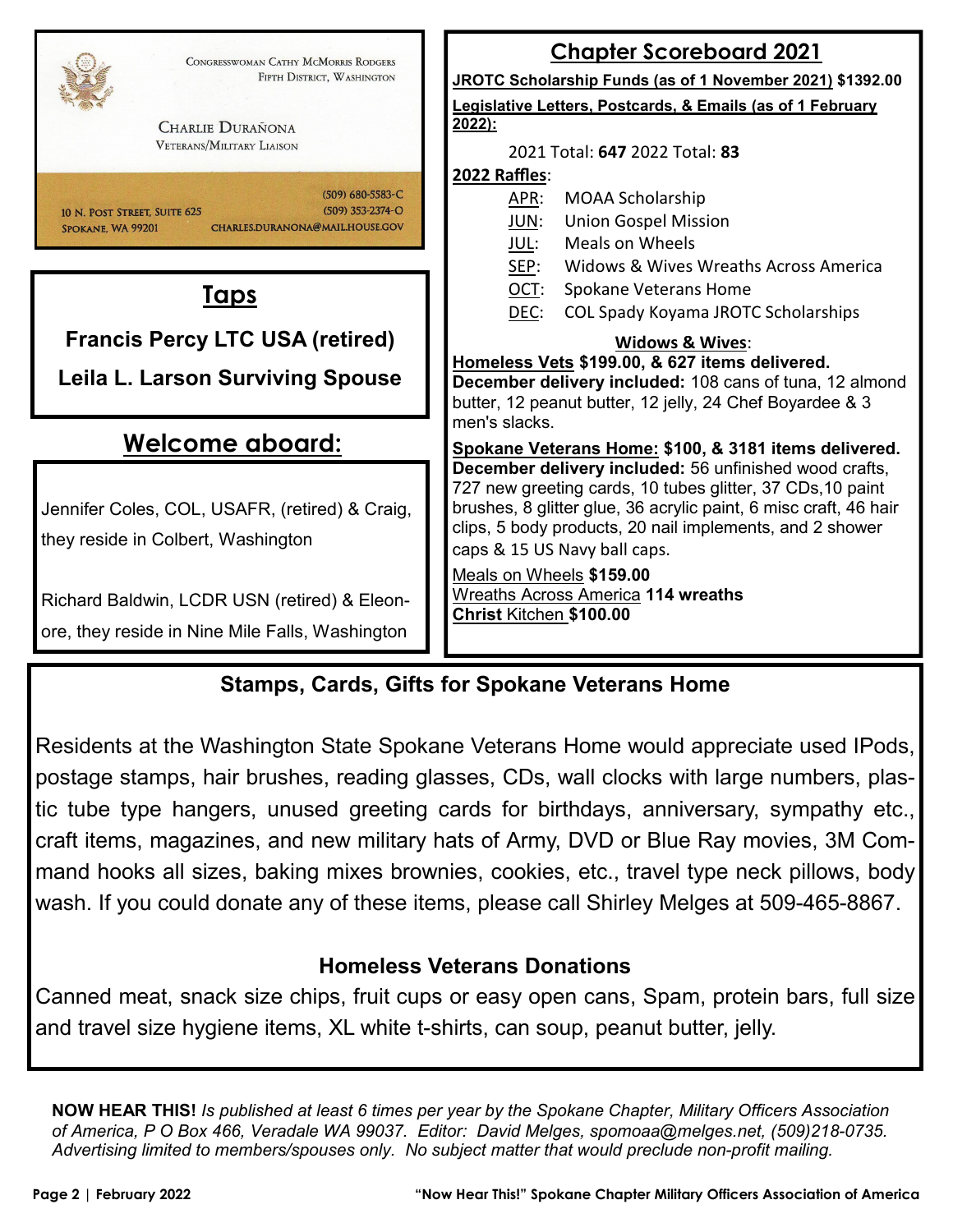CONGRESSWOMAN CATHY MCMORRIS RODGERS
FIFTH DISTRICT, WASHINGTON

CHARLIE DURAÑONA
VETERANS/MILITARY LIAISON

10 N. POST STREET, SUITE 625
SPOKANE, WA 99201

(509) 680-5583-C
(509) 353-2374-O
CHARLES.DURANONA@MAIL.HOUSE.GOV

## Taps

**Francis Percy LTC USA (retired)**

**Leila L. Larson Surviving Spouse**

## Welcome aboard:

Jennifer Coles, COL, USAFR, (retired) & Craig, they reside in Colbert, Washington

Richard Baldwin, LCDR USN (retired) & Eleonore, they reside in Nine Mile Falls, Washington

## Chapter Scoreboard 2021

**JROTC Scholarship Funds (as of 1 November 2021) $1392.00**

**Legislative Letters, Postcards, & Emails (as of 1 February 2022):**

2021 Total: **647** 2022 Total: **83**

**2022 Raffles**:

- APR: MOAA Scholarship
- JUN: Union Gospel Mission
- JUL: Meals on Wheels
- SEP: Widows & Wives Wreaths Across America
- OCT: Spokane Veterans Home
- DEC: COL Spady Koyama JROTC Scholarships

**Widows & Wives**:

**Homeless Vets $199.00, & 627 items delivered. December delivery included:** 108 cans of tuna, 12 almond butter, 12 peanut butter, 12 jelly, 24 Chef Boyardee & 3 men's slacks.

**Spokane Veterans Home: $100, & 3181 items delivered. December delivery included:** 56 unfinished wood crafts, 727 new greeting cards, 10 tubes glitter, 37 CDs, 10 paint brushes, 8 glitter glue, 36 acrylic paint, 6 misc craft, 46 hair clips, 5 body products, 20 nail implements, and 2 shower caps & 15 US Navy ball caps.

Meals on Wheels **$159.00**
Wreaths Across America **114 wreaths**
**Christ** Kitchen **$100.00**

### Stamps, Cards, Gifts for Spokane Veterans Home

Residents at the Washington State Spokane Veterans Home would appreciate used IPods, postage stamps, hair brushes, reading glasses, CDs, wall clocks with large numbers, plastic tube type hangers, unused greeting cards for birthdays, anniversary, sympathy etc., craft items, magazines, and new military hats of Army, DVD or Blue Ray movies, 3M Command hooks all sizes, baking mixes brownies, cookies, etc., travel type neck pillows, body wash. If you could donate any of these items, please call Shirley Melges at 509-465-8867.

### Homeless Veterans Donations

Canned meat, snack size chips, fruit cups or easy open cans, Spam, protein bars, full size and travel size hygiene items, XL white t-shirts, can soup, peanut butter, jelly.

**NOW HEAR THIS!** *Is published at least 6 times per year by the Spokane Chapter, Military Officers Association of America, P O Box 466, Veradale WA 99037. Editor: David Melges, spomoaa@melges.net, (509)218-0735. Advertising limited to members/spouses only. No subject matter that would preclude non-profit mailing.*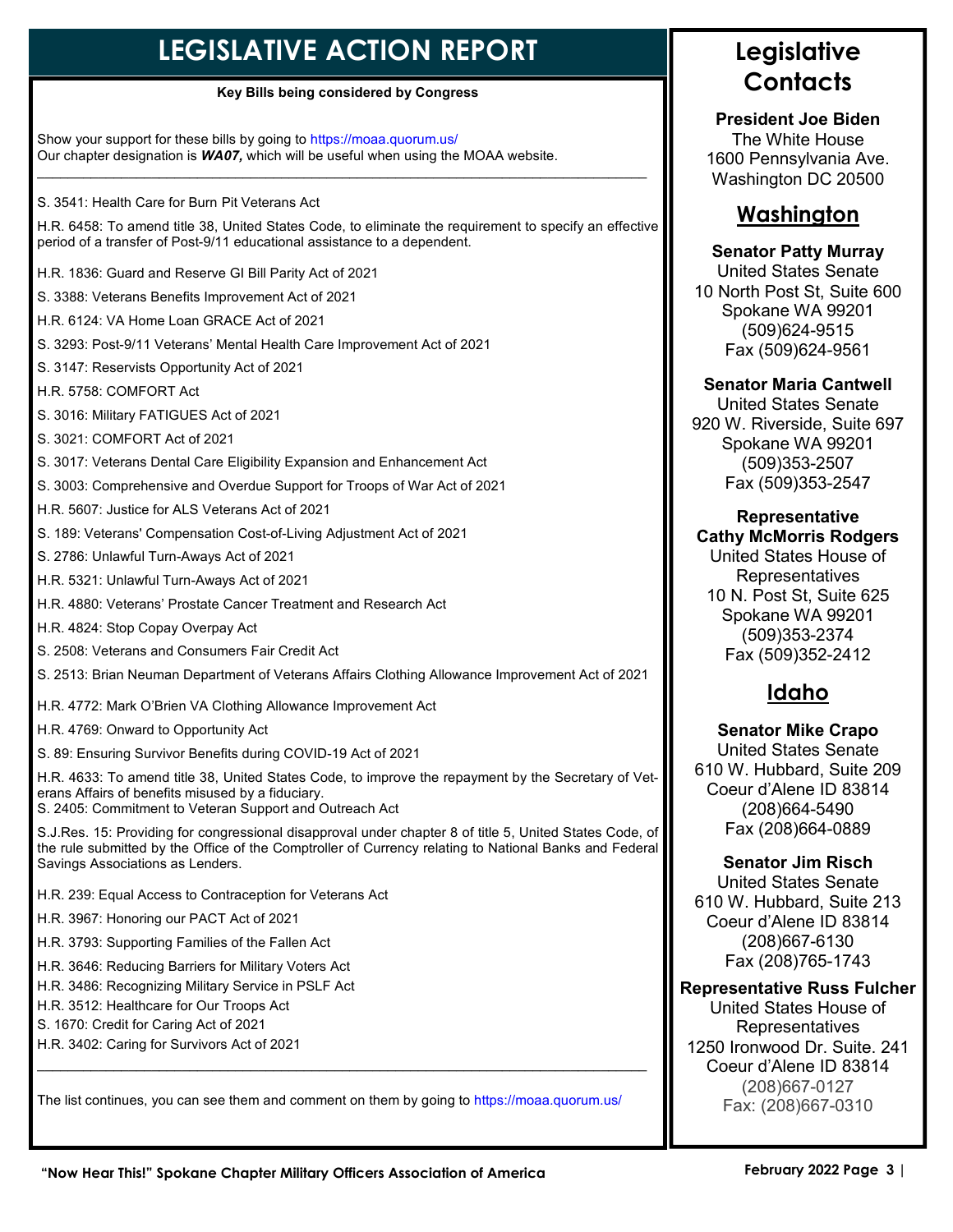# LEGISLATIVE ACTION REPORT

**Key Bills being considered by Congress**

Show your support for these bills by going to https://moaa.quorum.us/
Our chapter designation is ***WA07,*** which will be useful when using the MOAA website.

---

S. 3541: Health Care for Burn Pit Veterans Act

H.R. 6458: To amend title 38, United States Code, to eliminate the requirement to specify an effective period of a transfer of Post-9/11 educational assistance to a dependent.

H.R. 1836: Guard and Reserve GI Bill Parity Act of 2021

S. 3388: Veterans Benefits Improvement Act of 2021

H.R. 6124: VA Home Loan GRACE Act of 2021

S. 3293: Post-9/11 Veterans' Mental Health Care Improvement Act of 2021

S. 3147: Reservists Opportunity Act of 2021

H.R. 5758: COMFORT Act

S. 3016: Military FATIGUES Act of 2021

S. 3021: COMFORT Act of 2021

S. 3017: Veterans Dental Care Eligibility Expansion and Enhancement Act

S. 3003: Comprehensive and Overdue Support for Troops of War Act of 2021

H.R. 5607: Justice for ALS Veterans Act of 2021

S. 189: Veterans' Compensation Cost-of-Living Adjustment Act of 2021

S. 2786: Unlawful Turn-Aways Act of 2021

H.R. 5321: Unlawful Turn-Aways Act of 2021

H.R. 4880: Veterans' Prostate Cancer Treatment and Research Act

H.R. 4824: Stop Copay Overpay Act

S. 2508: Veterans and Consumers Fair Credit Act

S. 2513: Brian Neuman Department of Veterans Affairs Clothing Allowance Improvement Act of 2021

H.R. 4772: Mark O'Brien VA Clothing Allowance Improvement Act

H.R. 4769: Onward to Opportunity Act

S. 89: Ensuring Survivor Benefits during COVID-19 Act of 2021

H.R. 4633: To amend title 38, United States Code, to improve the repayment by the Secretary of Veterans Affairs of benefits misused by a fiduciary.

S. 2405: Commitment to Veteran Support and Outreach Act

S.J.Res. 15: Providing for congressional disapproval under chapter 8 of title 5, United States Code, of the rule submitted by the Office of the Comptroller of Currency relating to National Banks and Federal Savings Associations as Lenders.

H.R. 239: Equal Access to Contraception for Veterans Act

H.R. 3967: Honoring our PACT Act of 2021

H.R. 3793: Supporting Families of the Fallen Act

H.R. 3646: Reducing Barriers for Military Voters Act

H.R. 3486: Recognizing Military Service in PSLF Act

H.R. 3512: Healthcare for Our Troops Act

S. 1670: Credit for Caring Act of 2021

H.R. 3402: Caring for Survivors Act of 2021

---

The list continues, you can see them and comment on them by going to https://moaa.quorum.us/

# Legislative Contacts

**President Joe Biden**
The White House
1600 Pennsylvania Ave.
Washington DC 20500

## Washington

**Senator Patty Murray**
United States Senate
10 North Post St, Suite 600
Spokane WA 99201
(509)624-9515
Fax (509)624-9561

**Senator Maria Cantwell**
United States Senate
920 W. Riverside, Suite 697
Spokane WA 99201
(509)353-2507
Fax (509)353-2547

**Representative Cathy McMorris Rodgers**
United States House of Representatives
10 N. Post St, Suite 625
Spokane WA 99201
(509)353-2374
Fax (509)352-2412

## Idaho

**Senator Mike Crapo**
United States Senate
610 W. Hubbard, Suite 209
Coeur d'Alene ID 83814
(208)664-5490
Fax (208)664-0889

**Senator Jim Risch**
United States Senate
610 W. Hubbard, Suite 213
Coeur d'Alene ID 83814
(208)667-6130
Fax (208)765-1743

**Representative Russ Fulcher**
United States House of Representatives
1250 Ironwood Dr. Suite. 241
Coeur d'Alene ID 83814
(208)667-0127
Fax: (208)667-0310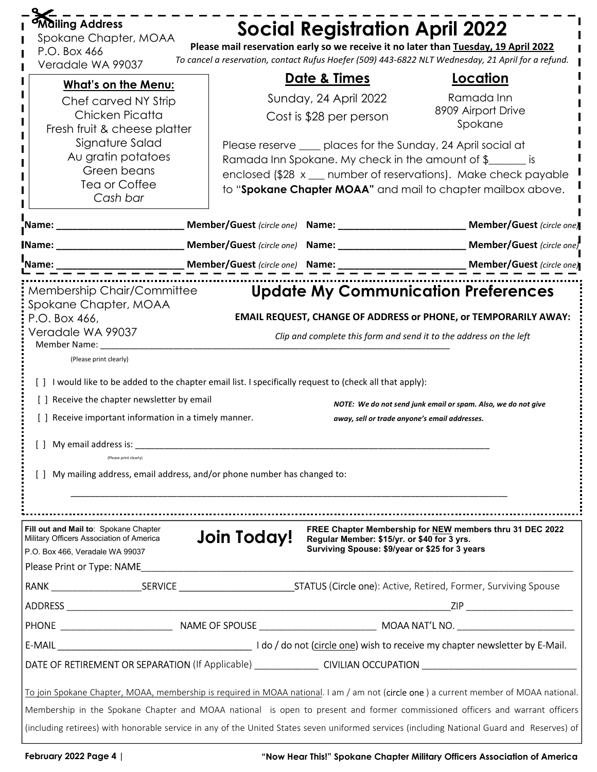**Mailing Address**
Spokane Chapter, MOAA
P.O. Box 466
Veradale WA 99037

# Social Registration April 2022

**Please mail reservation early so we receive it no later than Tuesday, 19 April 2022**

*To cancel a reservation, contact Rufus Hoefer (509) 443-6822 NLT Wednesday, 21 April for a refund.*

## What's on the Menu:

Chef carved NY Strip
Chicken Picatta
Fresh fruit & cheese platter
Signature Salad
Au gratin potatoes
Green beans
Tea or Coffee
*Cash bar*

## Date & Times

Sunday, 24 April 2022
Cost is $28 per person

## Location

Ramada Inn
8909 Airport Drive
Spokane

Please reserve ____ places for the Sunday, 24 April social at Ramada Inn Spokane. My check in the amount of $_______ is enclosed ($28 x ___ number of reservations). Make check payable to "**Spokane Chapter MOAA**" and mail to chapter mailbox above.

**Name:** ________________________ **Member/Guest** *(circle one)* **Name:** ________________________ **Member/Guest** *(circle one)*

**Name:** ________________________ **Member/Guest** *(circle one)* **Name:** ________________________ **Member/Guest** *(circle one)*

**Name:** ________________________ **Member/Guest** *(circle one)* **Name:** ________________________ **Member/Guest** *(circle one)*

---

Membership Chair/Committee
Spokane Chapter, MOAA
P.O. Box 466,
Veradale WA 99037

# Update My Communication Preferences

**EMAIL REQUEST, CHANGE OF ADDRESS or PHONE, or TEMPORARILY AWAY:**

*Clip and complete this form and send it to the address on the left*

Member Name: ________________________________________________________________________
(Please print clearly)

[ ] I would like to be added to the chapter email list. I specifically request to (check all that apply):

[ ] Receive the chapter newsletter by email

[ ] Receive important information in a timely manner.

***NOTE: We do not send junk email or spam. Also, we do not give away, sell or trade anyone's email addresses.***

[ ] My email address is: ________________________________________________________________________
(Please print clearly)

[ ] My mailing address, email address, and/or phone number has changed to:

________________________________________________________________________________________

---

**Fill out and Mail to**: Spokane Chapter Military Officers Association of America
P.O. Box 466, Veradale WA 99037

# Join Today!

**FREE Chapter Membership for NEW members thru 31 DEC 2022**
**Regular Member: $15/yr. or $40 for 3 yrs.**
**Surviving Spouse: $9/year or $25 for 3 years**

Please Print or Type: NAME________________________________________________________________________

RANK _________________SERVICE ______________________STATUS (Circle one): Active, Retired, Former, Surviving Spouse

ADDRESS _____________________________________________________________________ZIP ____________________

PHONE _____________________ NAME OF SPOUSE ______________________ MOAA NAT'L NO. ______________________

E-MAIL ______________________________________ I do / do not (circle one) wish to receive my chapter newsletter by E-Mail.

DATE OF RETIREMENT OR SEPARATION (If Applicable) ____________ CIVILIAN OCCUPATION ______________________________

To join Spokane Chapter, MOAA, membership is required in MOAA national. I am / am not (circle one ) a current member of MOAA national. Membership in the Spokane Chapter and MOAA national is open to present and former commissioned officers and warrant officers (including retirees) with honorable service in any of the United States seven uniformed services (including National Guard and Reserves) of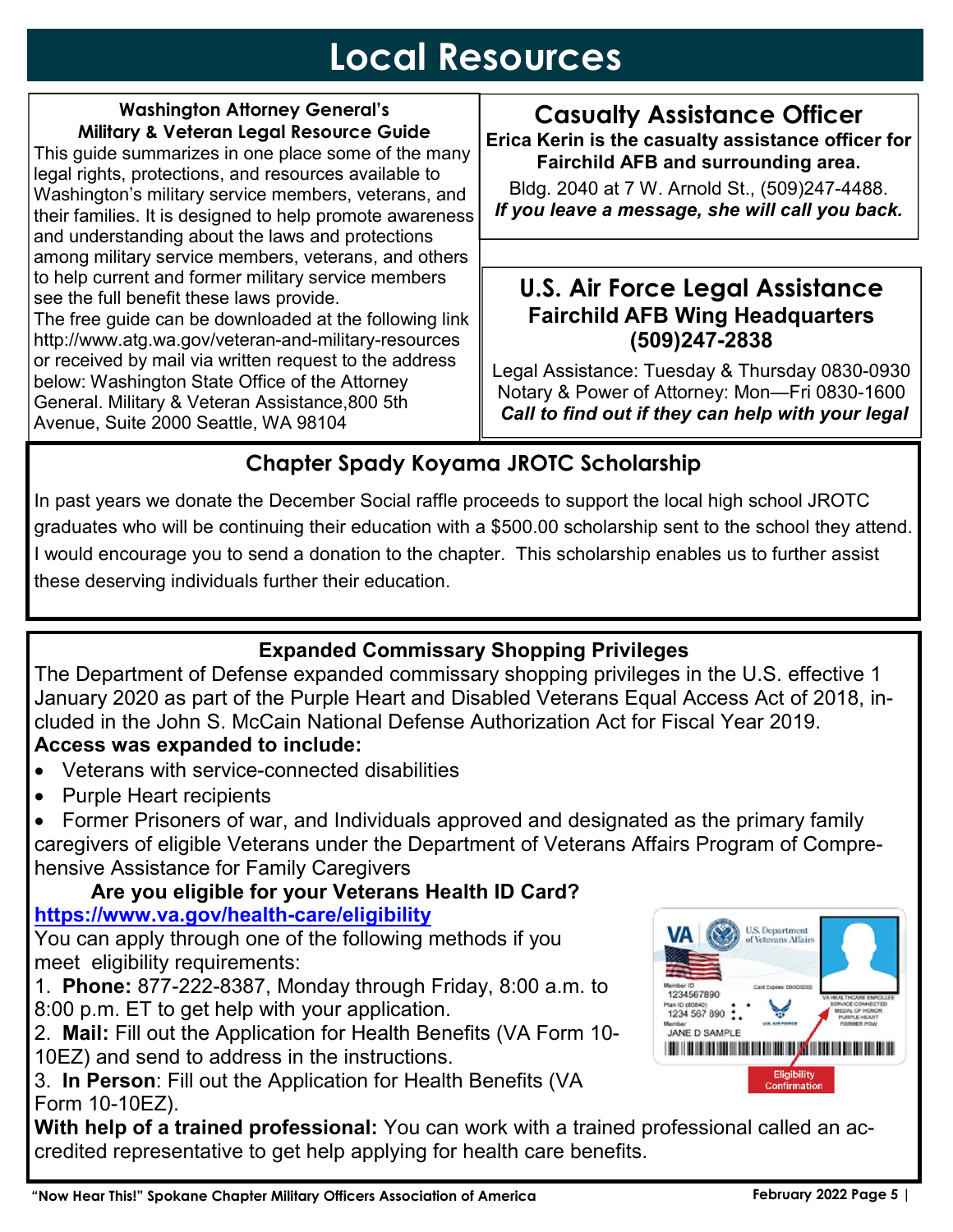# Local Resources

### Washington Attorney General's Military & Veteran Legal Resource Guide

This guide summarizes in one place some of the many legal rights, protections, and resources available to Washington's military service members, veterans, and their families. It is designed to help promote awareness and understanding about the laws and protections among military service members, veterans, and others to help current and former military service members see the full benefit these laws provide.

The free guide can be downloaded at the following link http://www.atg.wa.gov/veteran-and-military-resources or received by mail via written request to the address below: Washington State Office of the Attorney General. Military & Veteran Assistance,800 5th Avenue, Suite 2000 Seattle, WA 98104

## Casualty Assistance Officer

**Erica Kerin is the casualty assistance officer for Fairchild AFB and surrounding area.**

Bldg. 2040 at 7 W. Arnold St., (509)247-4488.

***If you leave a message, she will call you back.***

## U.S. Air Force Legal Assistance

### Fairchild AFB Wing Headquarters (509)247-2838

Legal Assistance: Tuesday & Thursday 0830-0930
Notary & Power of Attorney: Mon—Fri 0830-1600
***Call to find out if they can help with your legal***

## Chapter Spady Koyama JROTC Scholarship

In past years we donate the December Social raffle proceeds to support the local high school JROTC graduates who will be continuing their education with a $500.00 scholarship sent to the school they attend. I would encourage you to send a donation to the chapter. This scholarship enables us to further assist these deserving individuals further their education.

### Expanded Commissary Shopping Privileges

The Department of Defense expanded commissary shopping privileges in the U.S. effective 1 January 2020 as part of the Purple Heart and Disabled Veterans Equal Access Act of 2018, included in the John S. McCain National Defense Authorization Act for Fiscal Year 2019.

**Access was expanded to include:**

- Veterans with service-connected disabilities
- Purple Heart recipients
- Former Prisoners of war, and Individuals approved and designated as the primary family caregivers of eligible Veterans under the Department of Veterans Affairs Program of Comprehensive Assistance for Family Caregivers

**Are you eligible for your Veterans Health ID Card?**

**https://www.va.gov/health-care/eligibility**

You can apply through one of the following methods if you meet eligibility requirements:

1. **Phone:** 877-222-8387, Monday through Friday, 8:00 a.m. to 8:00 p.m. ET to get help with your application.
2. **Mail:** Fill out the Application for Health Benefits (VA Form 10-10EZ) and send to address in the instructions.
3. **In Person**: Fill out the Application for Health Benefits (VA Form 10-10EZ).

**With help of a trained professional:** You can work with a trained professional called an accredited representative to get help applying for health care benefits.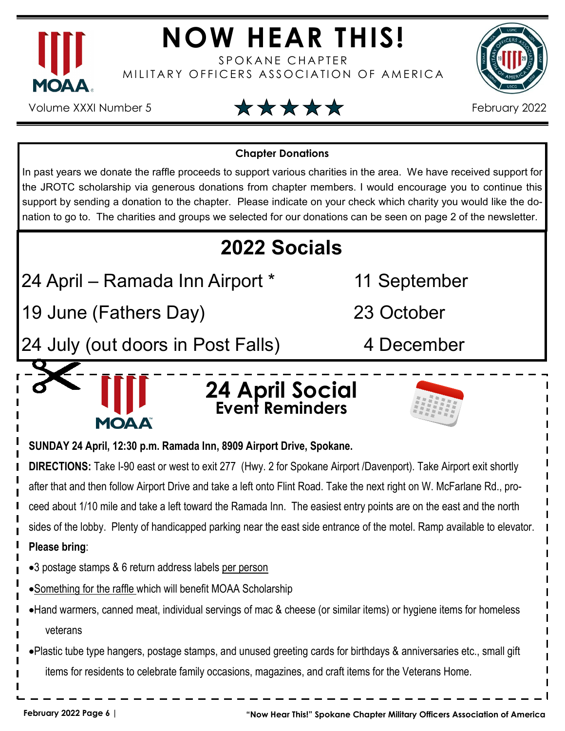# NOW HEAR THIS!

SPOKANE CHAPTER
MILITARY OFFICERS ASSOCIATION OF AMERICA

Volume XXXI Number 5 ★★★★★ February 2022

**Chapter Donations**

In past years we donate the raffle proceeds to support various charities in the area. We have received support for the JROTC scholarship via generous donations from chapter members. I would encourage you to continue this support by sending a donation to the chapter. Please indicate on your check which charity you would like the donation to go to. The charities and groups we selected for our donations can be seen on page 2 of the newsletter.

## 2022 Socials

24 April – Ramada Inn Airport *

19 June (Fathers Day)

24 July (out doors in Post Falls)

11 September

23 October

4 December

## 24 April Social
### Event Reminders

**SUNDAY 24 April, 12:30 p.m. Ramada Inn, 8909 Airport Drive, Spokane.**

**DIRECTIONS:** Take I-90 east or west to exit 277 (Hwy. 2 for Spokane Airport /Davenport). Take Airport exit shortly after that and then follow Airport Drive and take a left onto Flint Road. Take the next right on W. McFarlane Rd., proceed about 1/10 mile and take a left toward the Ramada Inn. The easiest entry points are on the east and the north sides of the lobby. Plenty of handicapped parking near the east side entrance of the motel. Ramp available to elevator.

**Please bring**:

- 3 postage stamps & 6 return address labels per person
- Something for the raffle which will benefit MOAA Scholarship
- Hand warmers, canned meat, individual servings of mac & cheese (or similar items) or hygiene items for homeless veterans
- Plastic tube type hangers, postage stamps, and unused greeting cards for birthdays & anniversaries etc., small gift items for residents to celebrate family occasions, magazines, and craft items for the Veterans Home.